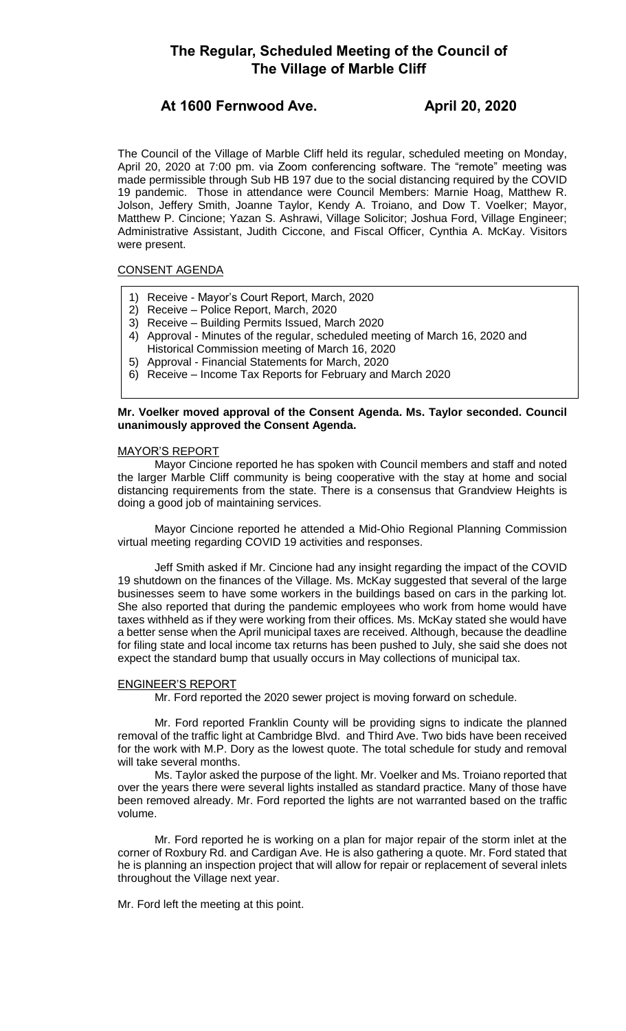# The Regular, Scheduled Meeting of the Council of The Village of Marble Cliff

## At 1600 Fernwood Ave. April 20, 2020

The Council of the Village of Marble Cliff held its regular, scheduled meeting on Monday, April 20, 2020 at 7:00 pm. via Zoom conferencing software. The "remote" meeting was made permissible through Sub HB 197 due to the social distancing required by the COVID 19 pandemic. Those in attendance were Council Members: Marnie Hoag, Matthew R. Jolson, Jeffery Smith, Joanne Taylor, Kendy A. Troiano, and Dow T. Voelker; Mayor, Matthew P. Cincione; Yazan S. Ashrawi, Village Solicitor; Joshua Ford, Village Engineer; Administrative Assistant, Judith Ciccone, and Fiscal Officer, Cynthia A. McKay. Visitors were present.

CONSENT AGENDA

1) Receive - Mayor's Court Report, March, 2020
2) Receive – Police Report, March, 2020
3) Receive – Building Permits Issued, March 2020
4) Approval - Minutes of the regular, scheduled meeting of March 16, 2020 and Historical Commission meeting of March 16, 2020
5) Approval - Financial Statements for March, 2020
6) Receive – Income Tax Reports for February and March 2020

**Mr. Voelker moved approval of the Consent Agenda. Ms. Taylor seconded. Council unanimously approved the Consent Agenda.**

MAYOR'S REPORT

Mayor Cincione reported he has spoken with Council members and staff and noted the larger Marble Cliff community is being cooperative with the stay at home and social distancing requirements from the state. There is a consensus that Grandview Heights is doing a good job of maintaining services.

Mayor Cincione reported he attended a Mid-Ohio Regional Planning Commission virtual meeting regarding COVID 19 activities and responses.

Jeff Smith asked if Mr. Cincione had any insight regarding the impact of the COVID 19 shutdown on the finances of the Village. Ms. McKay suggested that several of the large businesses seem to have some workers in the buildings based on cars in the parking lot. She also reported that during the pandemic employees who work from home would have taxes withheld as if they were working from their offices. Ms. McKay stated she would have a better sense when the April municipal taxes are received. Although, because the deadline for filing state and local income tax returns has been pushed to July, she said she does not expect the standard bump that usually occurs in May collections of municipal tax.

ENGINEER'S REPORT

Mr. Ford reported the 2020 sewer project is moving forward on schedule.

Mr. Ford reported Franklin County will be providing signs to indicate the planned removal of the traffic light at Cambridge Blvd. and Third Ave. Two bids have been received for the work with M.P. Dory as the lowest quote. The total schedule for study and removal will take several months.

Ms. Taylor asked the purpose of the light. Mr. Voelker and Ms. Troiano reported that over the years there were several lights installed as standard practice. Many of those have been removed already. Mr. Ford reported the lights are not warranted based on the traffic volume.

Mr. Ford reported he is working on a plan for major repair of the storm inlet at the corner of Roxbury Rd. and Cardigan Ave. He is also gathering a quote. Mr. Ford stated that he is planning an inspection project that will allow for repair or replacement of several inlets throughout the Village next year.

Mr. Ford left the meeting at this point.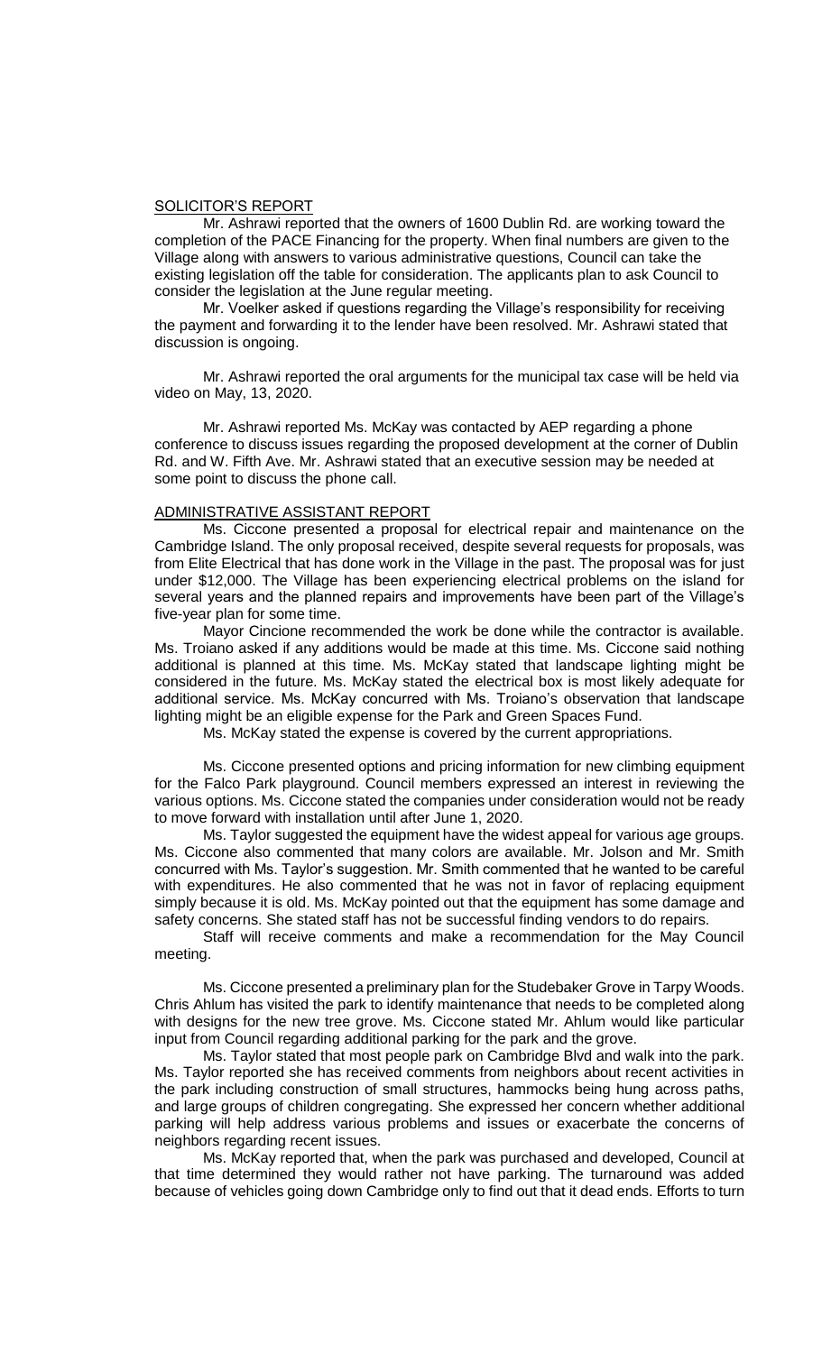## SOLICITOR'S REPORT

Mr. Ashrawi reported that the owners of 1600 Dublin Rd. are working toward the completion of the PACE Financing for the property. When final numbers are given to the Village along with answers to various administrative questions, Council can take the existing legislation off the table for consideration. The applicants plan to ask Council to consider the legislation at the June regular meeting.

Mr. Voelker asked if questions regarding the Village's responsibility for receiving the payment and forwarding it to the lender have been resolved. Mr. Ashrawi stated that discussion is ongoing.

Mr. Ashrawi reported the oral arguments for the municipal tax case will be held via video on May, 13, 2020.

Mr. Ashrawi reported Ms. McKay was contacted by AEP regarding a phone conference to discuss issues regarding the proposed development at the corner of Dublin Rd. and W. Fifth Ave. Mr. Ashrawi stated that an executive session may be needed at some point to discuss the phone call.

## ADMINISTRATIVE ASSISTANT REPORT

Ms. Ciccone presented a proposal for electrical repair and maintenance on the Cambridge Island. The only proposal received, despite several requests for proposals, was from Elite Electrical that has done work in the Village in the past. The proposal was for just under $12,000. The Village has been experiencing electrical problems on the island for several years and the planned repairs and improvements have been part of the Village's five-year plan for some time.

Mayor Cincione recommended the work be done while the contractor is available. Ms. Troiano asked if any additions would be made at this time. Ms. Ciccone said nothing additional is planned at this time. Ms. McKay stated that landscape lighting might be considered in the future. Ms. McKay stated the electrical box is most likely adequate for additional service. Ms. McKay concurred with Ms. Troiano's observation that landscape lighting might be an eligible expense for the Park and Green Spaces Fund.

Ms. McKay stated the expense is covered by the current appropriations.

Ms. Ciccone presented options and pricing information for new climbing equipment for the Falco Park playground. Council members expressed an interest in reviewing the various options. Ms. Ciccone stated the companies under consideration would not be ready to move forward with installation until after June 1, 2020.

Ms. Taylor suggested the equipment have the widest appeal for various age groups. Ms. Ciccone also commented that many colors are available. Mr. Jolson and Mr. Smith concurred with Ms. Taylor's suggestion. Mr. Smith commented that he wanted to be careful with expenditures. He also commented that he was not in favor of replacing equipment simply because it is old. Ms. McKay pointed out that the equipment has some damage and safety concerns. She stated staff has not be successful finding vendors to do repairs.

Staff will receive comments and make a recommendation for the May Council meeting.

Ms. Ciccone presented a preliminary plan for the Studebaker Grove in Tarpy Woods. Chris Ahlum has visited the park to identify maintenance that needs to be completed along with designs for the new tree grove. Ms. Ciccone stated Mr. Ahlum would like particular input from Council regarding additional parking for the park and the grove.

Ms. Taylor stated that most people park on Cambridge Blvd and walk into the park. Ms. Taylor reported she has received comments from neighbors about recent activities in the park including construction of small structures, hammocks being hung across paths, and large groups of children congregating. She expressed her concern whether additional parking will help address various problems and issues or exacerbate the concerns of neighbors regarding recent issues.

Ms. McKay reported that, when the park was purchased and developed, Council at that time determined they would rather not have parking. The turnaround was added because of vehicles going down Cambridge only to find out that it dead ends. Efforts to turn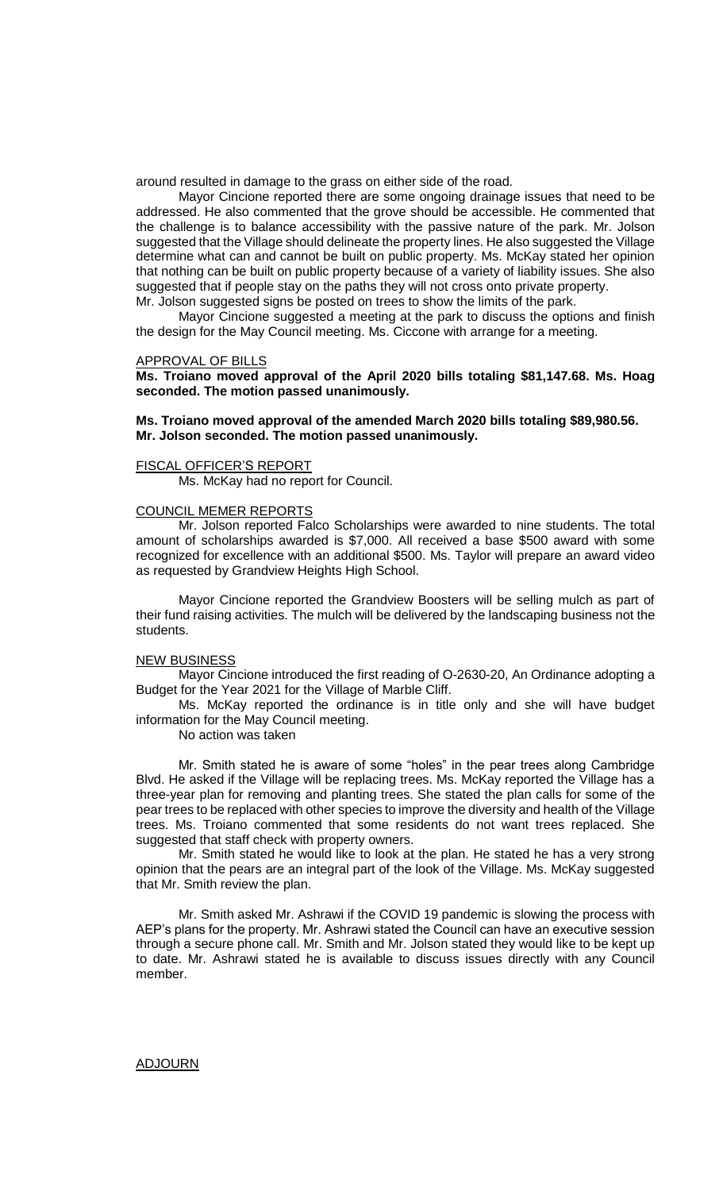around resulted in damage to the grass on either side of the road.

Mayor Cincione reported there are some ongoing drainage issues that need to be addressed. He also commented that the grove should be accessible. He commented that the challenge is to balance accessibility with the passive nature of the park. Mr. Jolson suggested that the Village should delineate the property lines. He also suggested the Village determine what can and cannot be built on public property. Ms. McKay stated her opinion that nothing can be built on public property because of a variety of liability issues. She also suggested that if people stay on the paths they will not cross onto private property. Mr. Jolson suggested signs be posted on trees to show the limits of the park.

Mayor Cincione suggested a meeting at the park to discuss the options and finish the design for the May Council meeting. Ms. Ciccone with arrange for a meeting.

APPROVAL OF BILLS

**Ms. Troiano moved approval of the April 2020 bills totaling $81,147.68. Ms. Hoag seconded. The motion passed unanimously.**

**Ms. Troiano moved approval of the amended March 2020 bills totaling $89,980.56. Mr. Jolson seconded. The motion passed unanimously.**

FISCAL OFFICER'S REPORT

Ms. McKay had no report for Council.

COUNCIL MEMER REPORTS

Mr. Jolson reported Falco Scholarships were awarded to nine students. The total amount of scholarships awarded is $7,000. All received a base $500 award with some recognized for excellence with an additional $500. Ms. Taylor will prepare an award video as requested by Grandview Heights High School.

Mayor Cincione reported the Grandview Boosters will be selling mulch as part of their fund raising activities. The mulch will be delivered by the landscaping business not the students.

NEW BUSINESS

Mayor Cincione introduced the first reading of O-2630-20, An Ordinance adopting a Budget for the Year 2021 for the Village of Marble Cliff.

Ms. McKay reported the ordinance is in title only and she will have budget information for the May Council meeting.

No action was taken

Mr. Smith stated he is aware of some "holes" in the pear trees along Cambridge Blvd. He asked if the Village will be replacing trees. Ms. McKay reported the Village has a three-year plan for removing and planting trees. She stated the plan calls for some of the pear trees to be replaced with other species to improve the diversity and health of the Village trees. Ms. Troiano commented that some residents do not want trees replaced. She suggested that staff check with property owners.

Mr. Smith stated he would like to look at the plan. He stated he has a very strong opinion that the pears are an integral part of the look of the Village. Ms. McKay suggested that Mr. Smith review the plan.

Mr. Smith asked Mr. Ashrawi if the COVID 19 pandemic is slowing the process with AEP's plans for the property. Mr. Ashrawi stated the Council can have an executive session through a secure phone call. Mr. Smith and Mr. Jolson stated they would like to be kept up to date. Mr. Ashrawi stated he is available to discuss issues directly with any Council member.

ADJOURN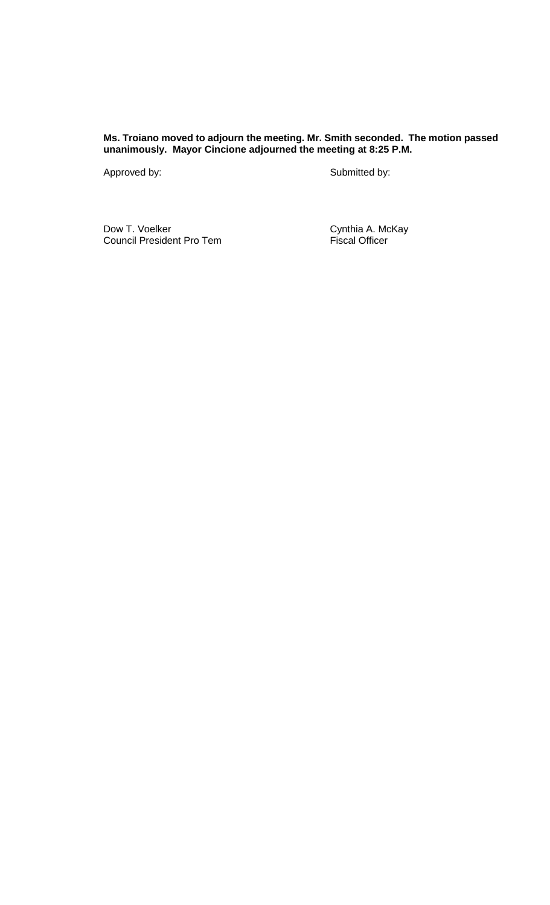**Ms. Troiano moved to adjourn the meeting. Mr. Smith seconded. The motion passed unanimously. Mayor Cincione adjourned the meeting at 8:25 P.M.**

| | |
|---|---|
| Approved by: | Submitted by: |
| | |
| Dow T. Voelker | Cynthia A. McKay |
| Council President Pro Tem | Fiscal Officer |